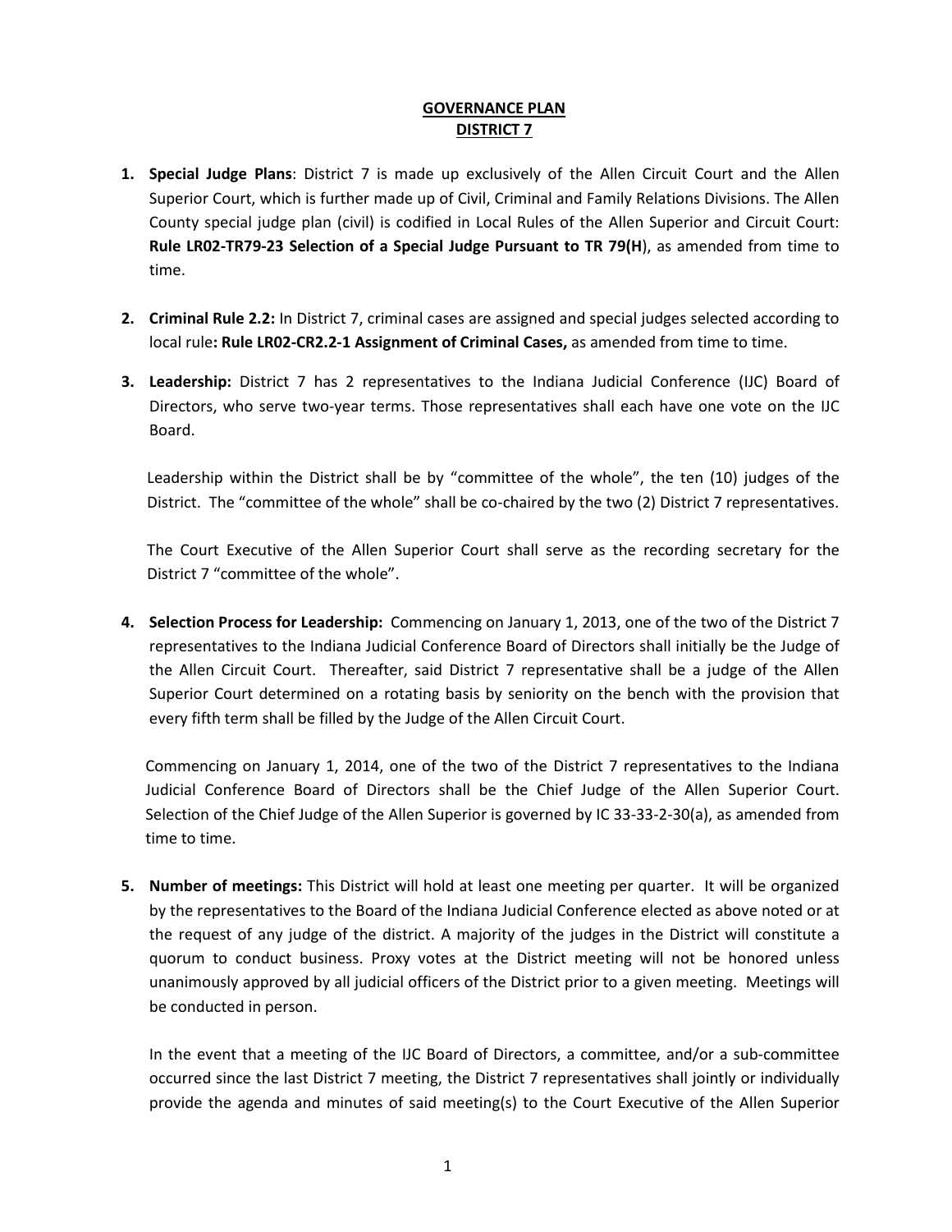**GOVERNANCE PLAN**
**DISTRICT 7**

1. **Special Judge Plans**: District 7 is made up exclusively of the Allen Circuit Court and the Allen Superior Court, which is further made up of Civil, Criminal and Family Relations Divisions. The Allen County special judge plan (civil) is codified in Local Rules of the Allen Superior and Circuit Court: **Rule LR02-TR79-23 Selection of a Special Judge Pursuant to TR 79(H**), as amended from time to time.

2. **Criminal Rule 2.2:** In District 7, criminal cases are assigned and special judges selected according to local rule**: Rule LR02-CR2.2-1 Assignment of Criminal Cases,** as amended from time to time.

3. **Leadership:** District 7 has 2 representatives to the Indiana Judicial Conference (IJC) Board of Directors, who serve two-year terms. Those representatives shall each have one vote on the IJC Board.

   Leadership within the District shall be by "committee of the whole", the ten (10) judges of the District. The "committee of the whole" shall be co-chaired by the two (2) District 7 representatives.

   The Court Executive of the Allen Superior Court shall serve as the recording secretary for the District 7 "committee of the whole".

4. **Selection Process for Leadership:** Commencing on January 1, 2013, one of the two of the District 7 representatives to the Indiana Judicial Conference Board of Directors shall initially be the Judge of the Allen Circuit Court. Thereafter, said District 7 representative shall be a judge of the Allen Superior Court determined on a rotating basis by seniority on the bench with the provision that every fifth term shall be filled by the Judge of the Allen Circuit Court.

   Commencing on January 1, 2014, one of the two of the District 7 representatives to the Indiana Judicial Conference Board of Directors shall be the Chief Judge of the Allen Superior Court. Selection of the Chief Judge of the Allen Superior is governed by IC 33-33-2-30(a), as amended from time to time.

5. **Number of meetings:** This District will hold at least one meeting per quarter. It will be organized by the representatives to the Board of the Indiana Judicial Conference elected as above noted or at the request of any judge of the district. A majority of the judges in the District will constitute a quorum to conduct business. Proxy votes at the District meeting will not be honored unless unanimously approved by all judicial officers of the District prior to a given meeting. Meetings will be conducted in person.

   In the event that a meeting of the IJC Board of Directors, a committee, and/or a sub-committee occurred since the last District 7 meeting, the District 7 representatives shall jointly or individually provide the agenda and minutes of said meeting(s) to the Court Executive of the Allen Superior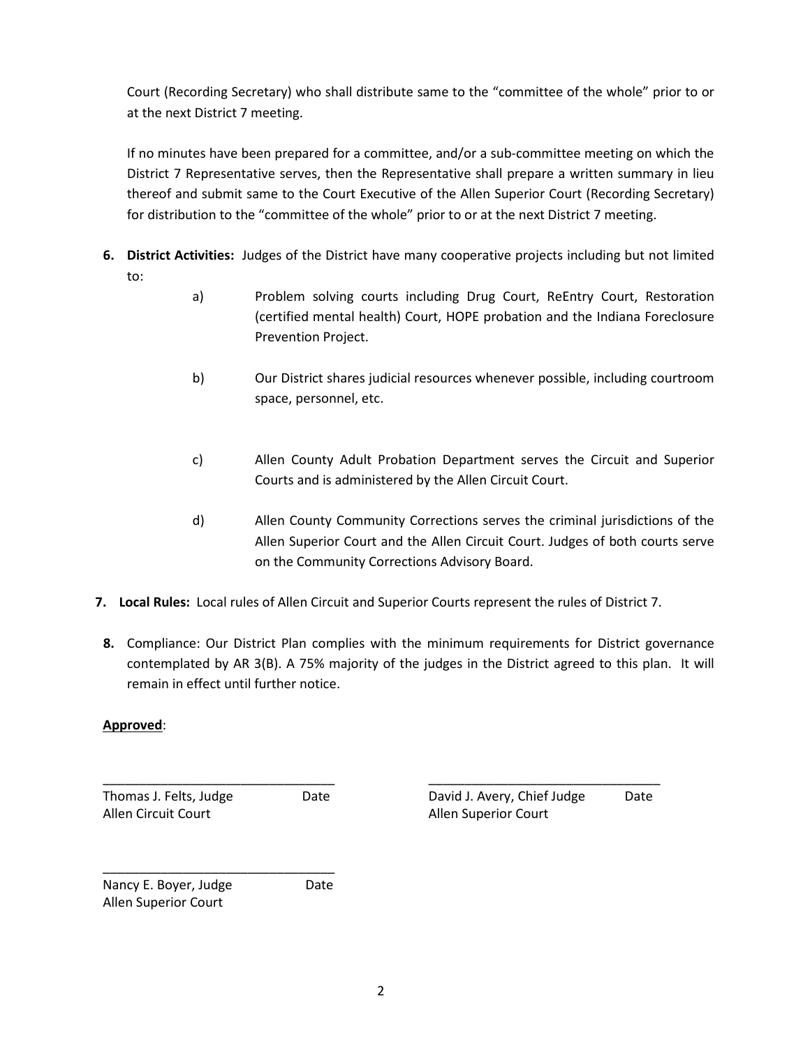Court (Recording Secretary) who shall distribute same to the "committee of the whole" prior to or at the next District 7 meeting.

If no minutes have been prepared for a committee, and/or a sub-committee meeting on which the District 7 Representative serves, then the Representative shall prepare a written summary in lieu thereof and submit same to the Court Executive of the Allen Superior Court (Recording Secretary) for distribution to the "committee of the whole" prior to or at the next District 7 meeting.

6. **District Activities:** Judges of the District have many cooperative projects including but not limited to:

   a) Problem solving courts including Drug Court, ReEntry Court, Restoration (certified mental health) Court, HOPE probation and the Indiana Foreclosure Prevention Project.

   b) Our District shares judicial resources whenever possible, including courtroom space, personnel, etc.

   c) Allen County Adult Probation Department serves the Circuit and Superior Courts and is administered by the Allen Circuit Court.

   d) Allen County Community Corrections serves the criminal jurisdictions of the Allen Superior Court and the Allen Circuit Court. Judges of both courts serve on the Community Corrections Advisory Board.

7. **Local Rules:** Local rules of Allen Circuit and Superior Courts represent the rules of District 7.

8. Compliance: Our District Plan complies with the minimum requirements for District governance contemplated by AR 3(B). A 75% majority of the judges in the District agreed to this plan. It will remain in effect until further notice.

**Approved**:

________________________________
Thomas J. Felts, Judge Date
Allen Circuit Court

________________________________
David J. Avery, Chief Judge Date
Allen Superior Court

________________________________
Nancy E. Boyer, Judge Date
Allen Superior Court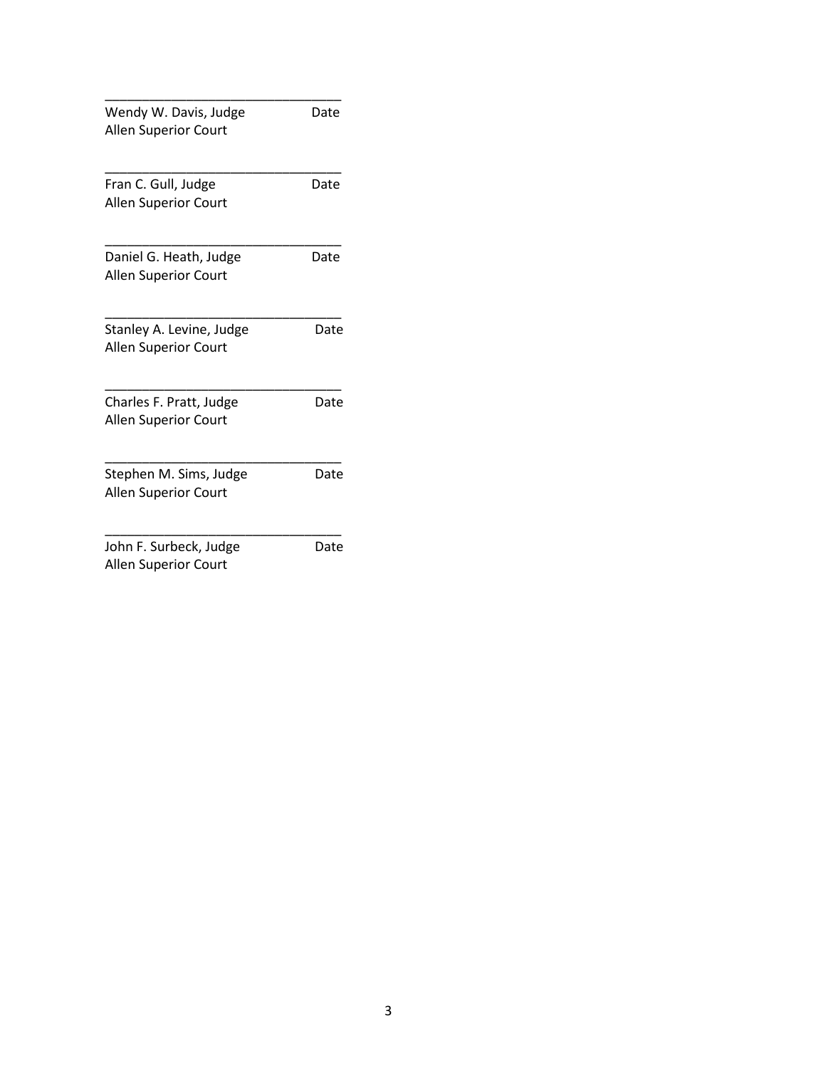\_\_\_\_\_\_\_\_\_\_\_\_\_\_\_\_\_\_\_\_\_\_\_\_\_\_\_\_\_\_\_\_\_\_
Wendy W. Davis, Judge Date
Allen Superior Court

\_\_\_\_\_\_\_\_\_\_\_\_\_\_\_\_\_\_\_\_\_\_\_\_\_\_\_\_\_\_\_\_\_\_
Fran C. Gull, Judge Date
Allen Superior Court

\_\_\_\_\_\_\_\_\_\_\_\_\_\_\_\_\_\_\_\_\_\_\_\_\_\_\_\_\_\_\_\_\_\_
Daniel G. Heath, Judge Date
Allen Superior Court

\_\_\_\_\_\_\_\_\_\_\_\_\_\_\_\_\_\_\_\_\_\_\_\_\_\_\_\_\_\_\_\_\_\_
Stanley A. Levine, Judge Date
Allen Superior Court

\_\_\_\_\_\_\_\_\_\_\_\_\_\_\_\_\_\_\_\_\_\_\_\_\_\_\_\_\_\_\_\_\_\_
Charles F. Pratt, Judge Date
Allen Superior Court

\_\_\_\_\_\_\_\_\_\_\_\_\_\_\_\_\_\_\_\_\_\_\_\_\_\_\_\_\_\_\_\_\_\_
Stephen M. Sims, Judge Date
Allen Superior Court

\_\_\_\_\_\_\_\_\_\_\_\_\_\_\_\_\_\_\_\_\_\_\_\_\_\_\_\_\_\_\_\_\_\_
John F. Surbeck, Judge Date
Allen Superior Court